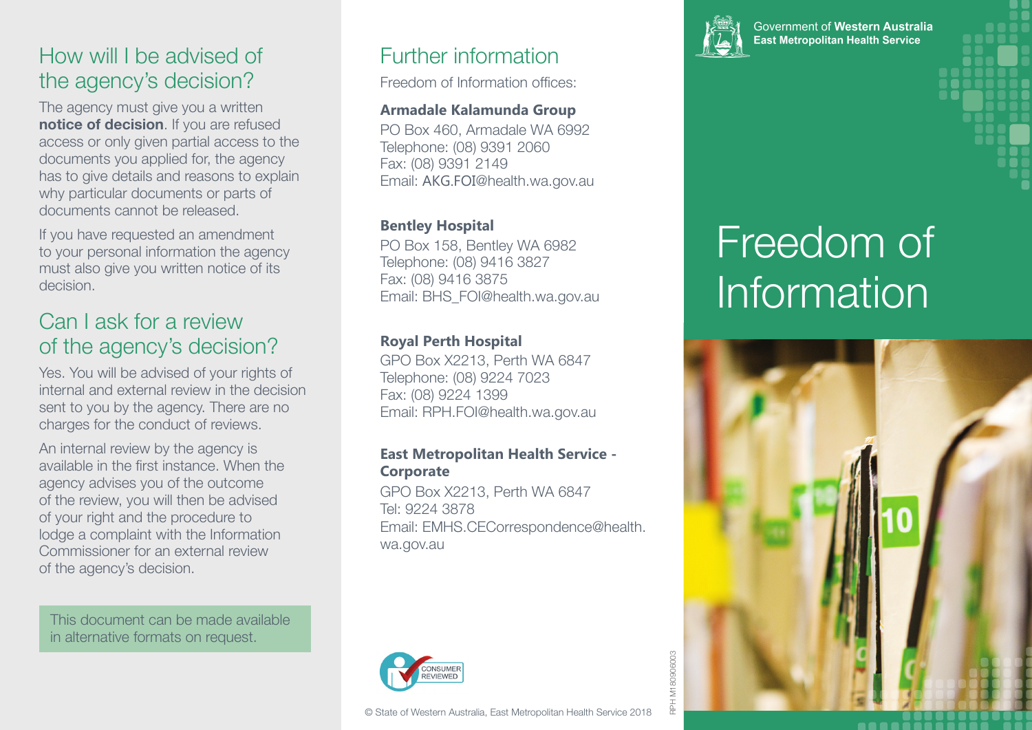## How will I be advised of the agency's decision?

The agency must give you a written **notice of decision**. If you are refused access or only given partial access to the documents you applied for, the agency has to give details and reasons to explain why particular documents or parts of documents cannot be released.

If you have requested an amendment to your personal information the agency must also give you written notice of its decision.

## Can I ask for a review of the agency's decision?

Yes. You will be advised of your rights of internal and external review in the decision sent to you by the agency. There are no charges for the conduct of reviews.

An internal review by the agency is available in the first instance. When the agency advises you of the outcome of the review, you will then be advised of your right and the procedure to lodge a complaint with the Information Commissioner for an external review of the agency's decision.

This document can be made available in alternative formats on request.

## Further information

Freedom of Information offices:

**Armadale Kalamunda Group**
PO Box 460, Armadale WA 6992
Telephone: (08) 9391 2060
Fax: (08) 9391 2149
Email: AKG.FOI@health.wa.gov.au

**Bentley Hospital**
PO Box 158, Bentley WA 6982
Telephone: (08) 9416 3827
Fax: (08) 9416 3875
Email: BHS_FOI@health.wa.gov.au

**Royal Perth Hospital**
GPO Box X2213, Perth WA 6847
Telephone: (08) 9224 7023
Fax: (08) 9224 1399
Email: RPH.FOI@health.wa.gov.au

**East Metropolitan Health Service - Corporate**
GPO Box X2213, Perth WA 6847
Tel: 9224 3878
Email: EMHS.CECorrespondence@health.wa.gov.au

CONSUMER REVIEWED

© State of Western Australia, East Metropolitan Health Service 2018

RPH M180906003

Government of **Western Australia**
**East Metropolitan Health Service**

# Freedom of Information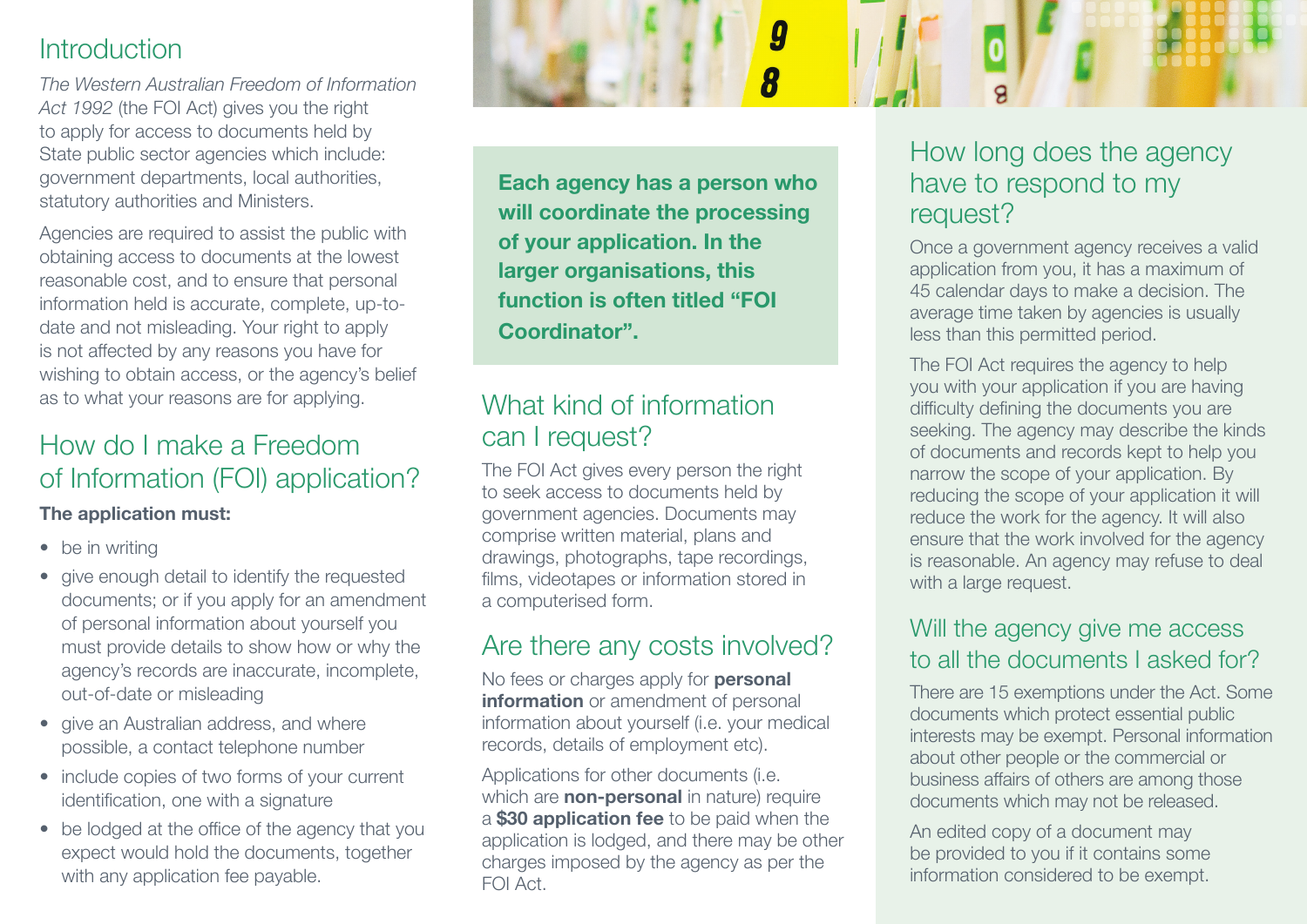## Introduction

*The Western Australian Freedom of Information Act 1992* (the FOI Act) gives you the right to apply for access to documents held by State public sector agencies which include: government departments, local authorities, statutory authorities and Ministers.

Agencies are required to assist the public with obtaining access to documents at the lowest reasonable cost, and to ensure that personal information held is accurate, complete, up-to-date and not misleading. Your right to apply is not affected by any reasons you have for wishing to obtain access, or the agency's belief as to what your reasons are for applying.

## How do I make a Freedom of Information (FOI) application?

**The application must:**

- be in writing
- give enough detail to identify the requested documents; or if you apply for an amendment of personal information about yourself you must provide details to show how or why the agency's records are inaccurate, incomplete, out-of-date or misleading
- give an Australian address, and where possible, a contact telephone number
- include copies of two forms of your current identification, one with a signature
- be lodged at the office of the agency that you expect would hold the documents, together with any application fee payable.

**Each agency has a person who will coordinate the processing of your application. In the larger organisations, this function is often titled "FOI Coordinator".**

## What kind of information can I request?

The FOI Act gives every person the right to seek access to documents held by government agencies. Documents may comprise written material, plans and drawings, photographs, tape recordings, films, videotapes or information stored in a computerised form.

## Are there any costs involved?

No fees or charges apply for **personal information** or amendment of personal information about yourself (i.e. your medical records, details of employment etc).

Applications for other documents (i.e. which are **non-personal** in nature) require a **$30 application fee** to be paid when the application is lodged, and there may be other charges imposed by the agency as per the FOI Act.

## How long does the agency have to respond to my request?

Once a government agency receives a valid application from you, it has a maximum of 45 calendar days to make a decision. The average time taken by agencies is usually less than this permitted period.

The FOI Act requires the agency to help you with your application if you are having difficulty defining the documents you are seeking. The agency may describe the kinds of documents and records kept to help you narrow the scope of your application. By reducing the scope of your application it will reduce the work for the agency. It will also ensure that the work involved for the agency is reasonable. An agency may refuse to deal with a large request.

## Will the agency give me access to all the documents I asked for?

There are 15 exemptions under the Act. Some documents which protect essential public interests may be exempt. Personal information about other people or the commercial or business affairs of others are among those documents which may not be released.

An edited copy of a document may be provided to you if it contains some information considered to be exempt.